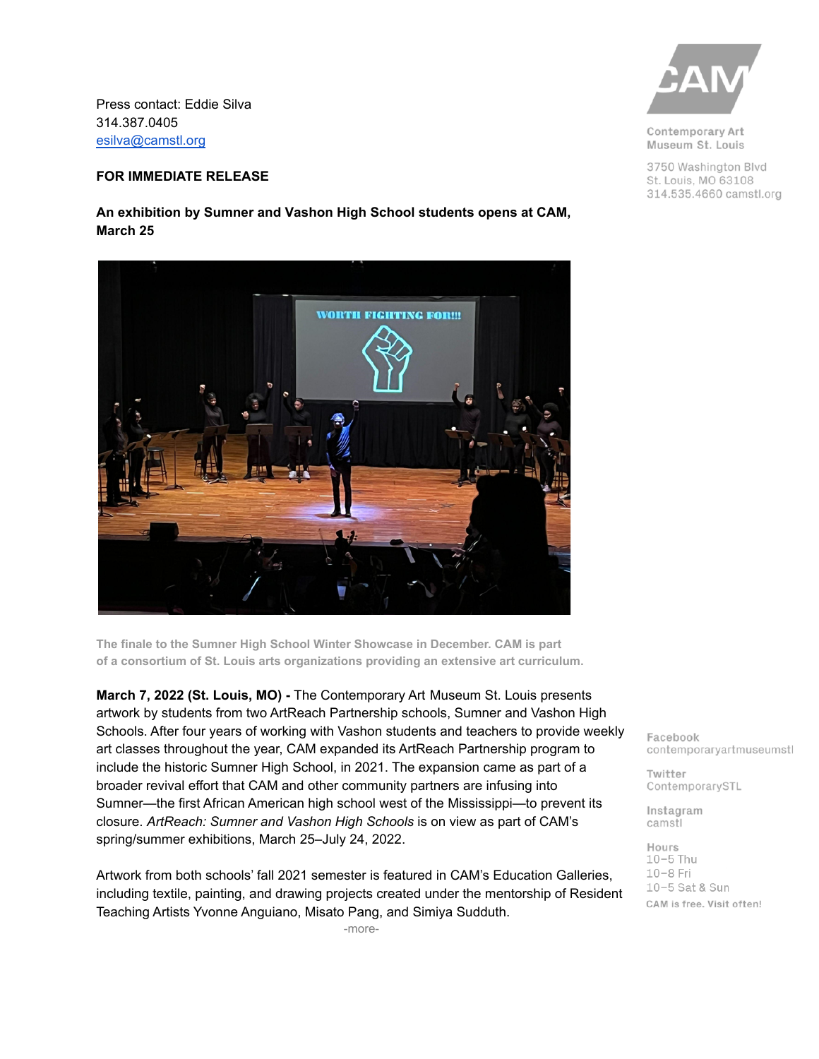Press contact: Eddie Silva
314.387.0405
esilva@camstl.org

**FOR IMMEDIATE RELEASE**

**An exhibition by Sumner and Vashon High School students opens at CAM, March 25**

The finale to the Sumner High School Winter Showcase in December. CAM is part of a consortium of St. Louis arts organizations providing an extensive art curriculum.

**March 7, 2022 (St. Louis, MO) -** The Contemporary Art Museum St. Louis presents artwork by students from two ArtReach Partnership schools, Sumner and Vashon High Schools. After four years of working with Vashon students and teachers to provide weekly art classes throughout the year, CAM expanded its ArtReach Partnership program to include the historic Sumner High School, in 2021. The expansion came as part of a broader revival effort that CAM and other community partners are infusing into Sumner—the first African American high school west of the Mississippi—to prevent its closure. *ArtReach: Sumner and Vashon High Schools* is on view as part of CAM's spring/summer exhibitions, March 25–July 24, 2022.

Artwork from both schools' fall 2021 semester is featured in CAM's Education Galleries, including textile, painting, and drawing projects created under the mentorship of Resident Teaching Artists Yvonne Anguiano, Misato Pang, and Simiya Sudduth.

-more-

CAM
Contemporary Art Museum St. Louis

3750 Washington Blvd
St. Louis, MO 63108
314.535.4660 camstl.org

Facebook
contemporaryartmuseumstl

Twitter
ContemporarySTL

Instagram
camstl

Hours
10–5 Thu
10–8 Fri
10–5 Sat & Sun
CAM is free. Visit often!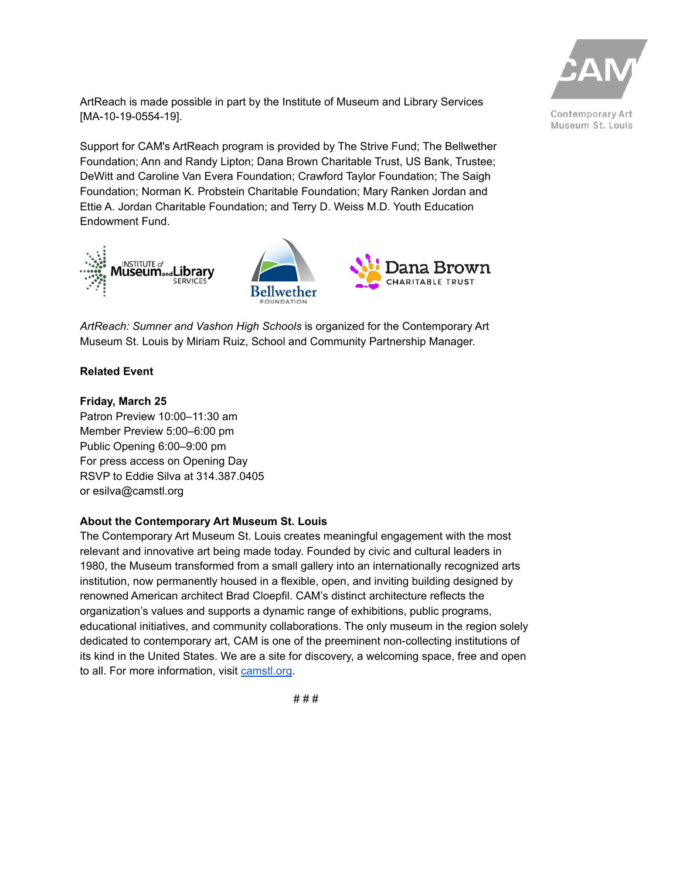ArtReach is made possible in part by the Institute of Museum and Library Services [MA-10-19-0554-19].

Support for CAM's ArtReach program is provided by The Strive Fund; The Bellwether Foundation; Ann and Randy Lipton; Dana Brown Charitable Trust, US Bank, Trustee; DeWitt and Caroline Van Evera Foundation; Crawford Taylor Foundation; The Saigh Foundation; Norman K. Probstein Charitable Foundation; Mary Ranken Jordan and Ettie A. Jordan Charitable Foundation; and Terry D. Weiss M.D. Youth Education Endowment Fund.

*ArtReach: Sumner and Vashon High Schools* is organized for the Contemporary Art Museum St. Louis by Miriam Ruiz, School and Community Partnership Manager.

**Related Event**

**Friday, March 25**
Patron Preview 10:00–11:30 am
Member Preview 5:00–6:00 pm
Public Opening 6:00–9:00 pm
For press access on Opening Day
RSVP to Eddie Silva at 314.387.0405
or esilva@camstl.org

**About the Contemporary Art Museum St. Louis**

The Contemporary Art Museum St. Louis creates meaningful engagement with the most relevant and innovative art being made today. Founded by civic and cultural leaders in 1980, the Museum transformed from a small gallery into an internationally recognized arts institution, now permanently housed in a flexible, open, and inviting building designed by renowned American architect Brad Cloepfil. CAM's distinct architecture reflects the organization's values and supports a dynamic range of exhibitions, public programs, educational initiatives, and community collaborations. The only museum in the region solely dedicated to contemporary art, CAM is one of the preeminent non-collecting institutions of its kind in the United States. We are a site for discovery, a welcoming space, free and open to all. For more information, visit [camstl.org](camstl.org).

# # #